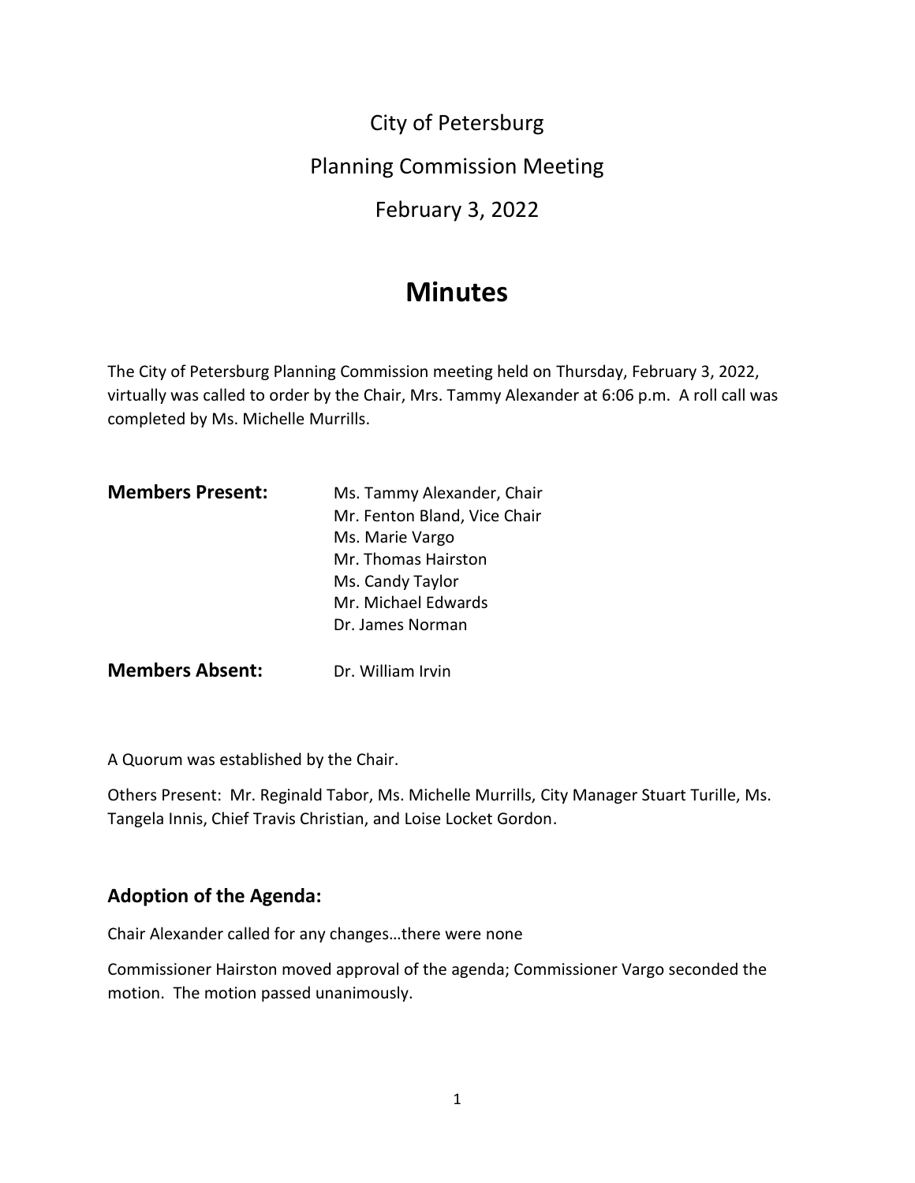City of Petersburg

Planning Commission Meeting

February 3, 2022

# Minutes

The City of Petersburg Planning Commission meeting held on Thursday, February 3, 2022, virtually was called to order by the Chair, Mrs. Tammy Alexander at 6:06 p.m. A roll call was completed by Ms. Michelle Murrills.

**Members Present:**

Ms. Tammy Alexander, Chair
Mr. Fenton Bland, Vice Chair
Ms. Marie Vargo
Mr. Thomas Hairston
Ms. Candy Taylor
Mr. Michael Edwards
Dr. James Norman

**Members Absent:**

Dr. William Irvin

A Quorum was established by the Chair.

Others Present: Mr. Reginald Tabor, Ms. Michelle Murrills, City Manager Stuart Turille, Ms. Tangela Innis, Chief Travis Christian, and Loise Locket Gordon.

## Adoption of the Agenda:

Chair Alexander called for any changes…there were none

Commissioner Hairston moved approval of the agenda; Commissioner Vargo seconded the motion. The motion passed unanimously.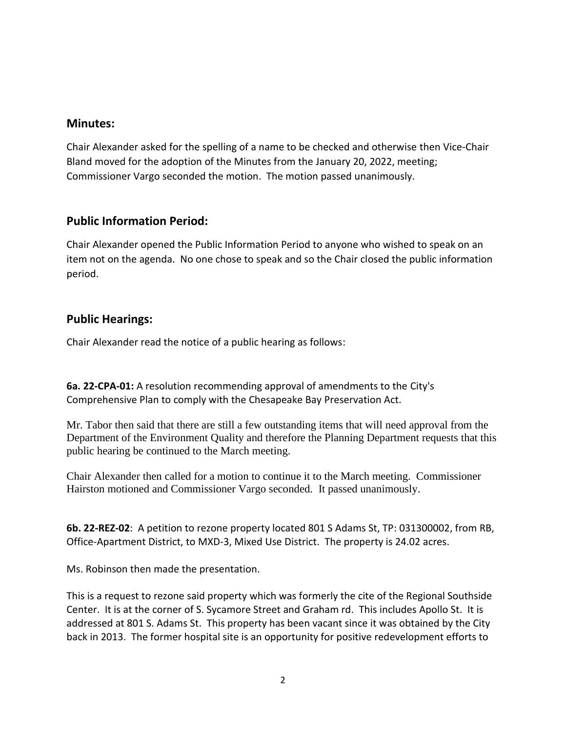## Minutes:

Chair Alexander asked for the spelling of a name to be checked and otherwise then Vice-Chair Bland moved for the adoption of the Minutes from the January 20, 2022, meeting; Commissioner Vargo seconded the motion. The motion passed unanimously.

## Public Information Period:

Chair Alexander opened the Public Information Period to anyone who wished to speak on an item not on the agenda. No one chose to speak and so the Chair closed the public information period.

## Public Hearings:

Chair Alexander read the notice of a public hearing as follows:

**6a. 22-CPA-01:** A resolution recommending approval of amendments to the City's Comprehensive Plan to comply with the Chesapeake Bay Preservation Act.

Mr. Tabor then said that there are still a few outstanding items that will need approval from the Department of the Environment Quality and therefore the Planning Department requests that this public hearing be continued to the March meeting.

Chair Alexander then called for a motion to continue it to the March meeting. Commissioner Hairston motioned and Commissioner Vargo seconded. It passed unanimously.

**6b. 22-REZ-02**: A petition to rezone property located 801 S Adams St, TP: 031300002, from RB, Office-Apartment District, to MXD-3, Mixed Use District. The property is 24.02 acres.

Ms. Robinson then made the presentation.

This is a request to rezone said property which was formerly the cite of the Regional Southside Center. It is at the corner of S. Sycamore Street and Graham rd. This includes Apollo St. It is addressed at 801 S. Adams St. This property has been vacant since it was obtained by the City back in 2013. The former hospital site is an opportunity for positive redevelopment efforts to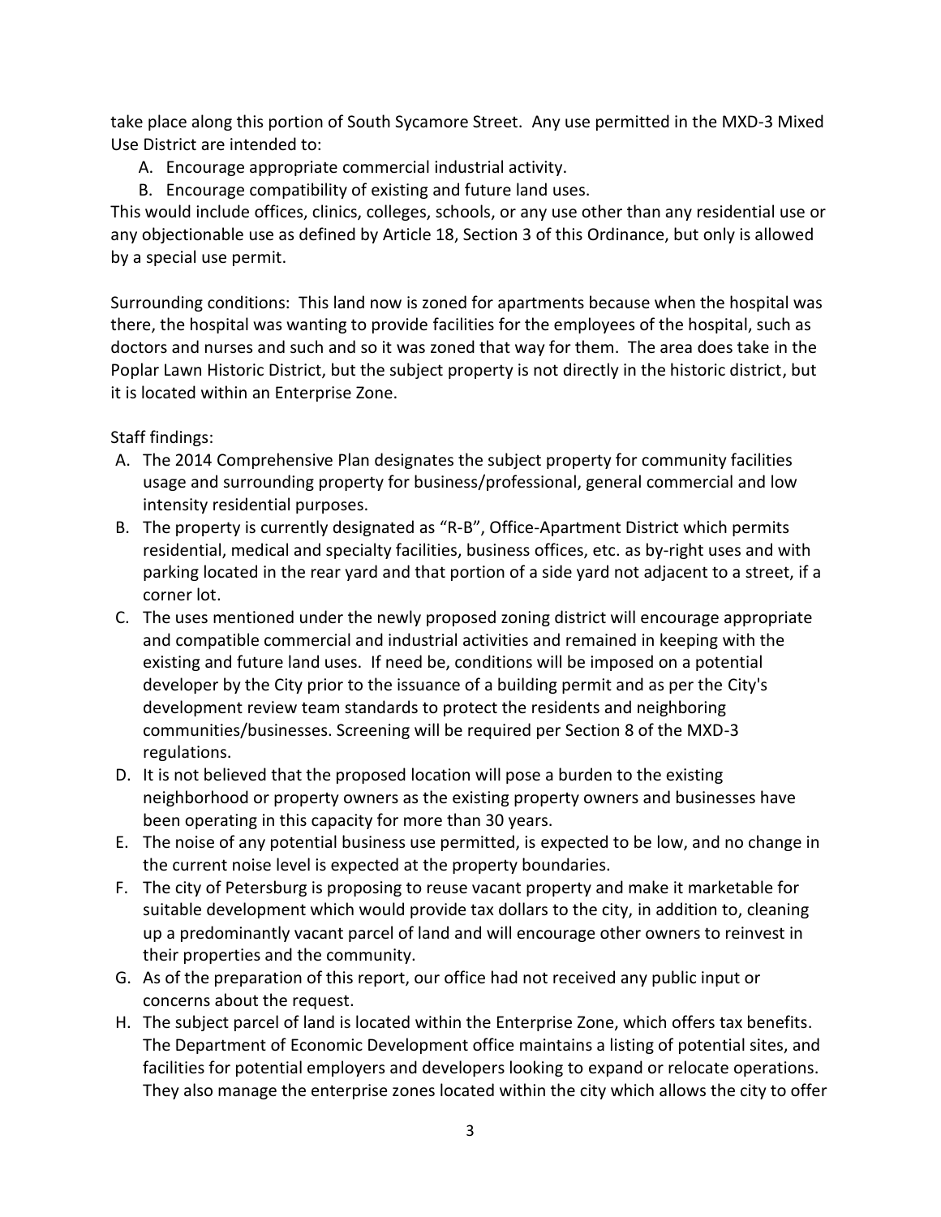take place along this portion of South Sycamore Street. Any use permitted in the MXD-3 Mixed Use District are intended to:

A. Encourage appropriate commercial industrial activity.
B. Encourage compatibility of existing and future land uses.

This would include offices, clinics, colleges, schools, or any use other than any residential use or any objectionable use as defined by Article 18, Section 3 of this Ordinance, but only is allowed by a special use permit.

Surrounding conditions: This land now is zoned for apartments because when the hospital was there, the hospital was wanting to provide facilities for the employees of the hospital, such as doctors and nurses and such and so it was zoned that way for them. The area does take in the Poplar Lawn Historic District, but the subject property is not directly in the historic district, but it is located within an Enterprise Zone.

Staff findings:

A. The 2014 Comprehensive Plan designates the subject property for community facilities usage and surrounding property for business/professional, general commercial and low intensity residential purposes.
B. The property is currently designated as "R-B", Office-Apartment District which permits residential, medical and specialty facilities, business offices, etc. as by-right uses and with parking located in the rear yard and that portion of a side yard not adjacent to a street, if a corner lot.
C. The uses mentioned under the newly proposed zoning district will encourage appropriate and compatible commercial and industrial activities and remained in keeping with the existing and future land uses. If need be, conditions will be imposed on a potential developer by the City prior to the issuance of a building permit and as per the City's development review team standards to protect the residents and neighboring communities/businesses. Screening will be required per Section 8 of the MXD-3 regulations.
D. It is not believed that the proposed location will pose a burden to the existing neighborhood or property owners as the existing property owners and businesses have been operating in this capacity for more than 30 years.
E. The noise of any potential business use permitted, is expected to be low, and no change in the current noise level is expected at the property boundaries.
F. The city of Petersburg is proposing to reuse vacant property and make it marketable for suitable development which would provide tax dollars to the city, in addition to, cleaning up a predominantly vacant parcel of land and will encourage other owners to reinvest in their properties and the community.
G. As of the preparation of this report, our office had not received any public input or concerns about the request.
H. The subject parcel of land is located within the Enterprise Zone, which offers tax benefits. The Department of Economic Development office maintains a listing of potential sites, and facilities for potential employers and developers looking to expand or relocate operations. They also manage the enterprise zones located within the city which allows the city to offer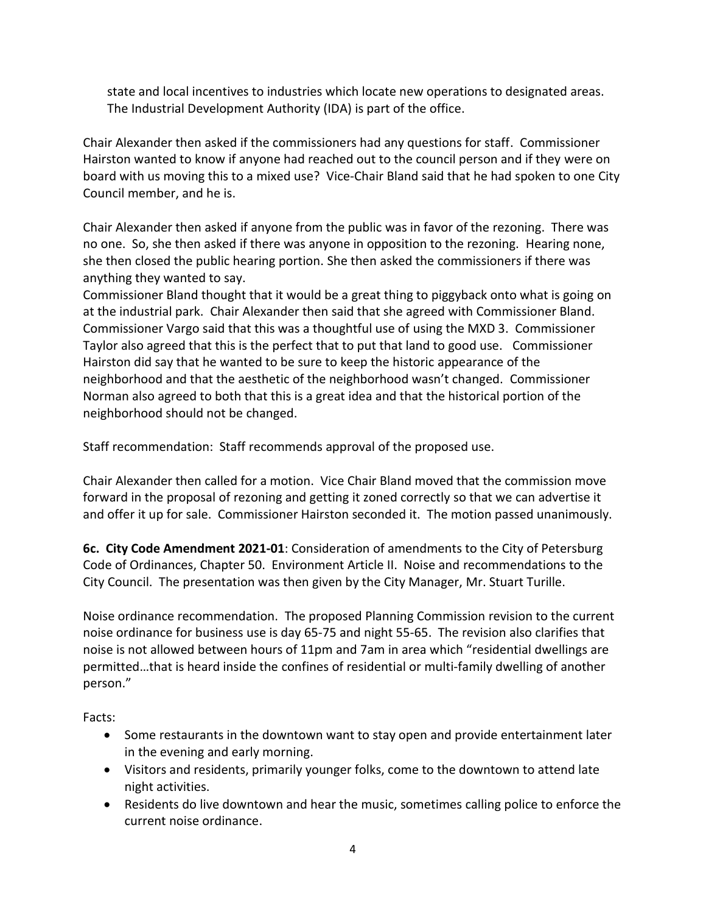state and local incentives to industries which locate new operations to designated areas. The Industrial Development Authority (IDA) is part of the office.

Chair Alexander then asked if the commissioners had any questions for staff. Commissioner Hairston wanted to know if anyone had reached out to the council person and if they were on board with us moving this to a mixed use? Vice-Chair Bland said that he had spoken to one City Council member, and he is.

Chair Alexander then asked if anyone from the public was in favor of the rezoning. There was no one. So, she then asked if there was anyone in opposition to the rezoning. Hearing none, she then closed the public hearing portion. She then asked the commissioners if there was anything they wanted to say.

Commissioner Bland thought that it would be a great thing to piggyback onto what is going on at the industrial park. Chair Alexander then said that she agreed with Commissioner Bland. Commissioner Vargo said that this was a thoughtful use of using the MXD 3. Commissioner Taylor also agreed that this is the perfect that to put that land to good use. Commissioner Hairston did say that he wanted to be sure to keep the historic appearance of the neighborhood and that the aesthetic of the neighborhood wasn't changed. Commissioner Norman also agreed to both that this is a great idea and that the historical portion of the neighborhood should not be changed.

Staff recommendation: Staff recommends approval of the proposed use.

Chair Alexander then called for a motion. Vice Chair Bland moved that the commission move forward in the proposal of rezoning and getting it zoned correctly so that we can advertise it and offer it up for sale. Commissioner Hairston seconded it. The motion passed unanimously.

**6c. City Code Amendment 2021-01**: Consideration of amendments to the City of Petersburg Code of Ordinances, Chapter 50. Environment Article II. Noise and recommendations to the City Council. The presentation was then given by the City Manager, Mr. Stuart Turille.

Noise ordinance recommendation. The proposed Planning Commission revision to the current noise ordinance for business use is day 65-75 and night 55-65. The revision also clarifies that noise is not allowed between hours of 11pm and 7am in area which "residential dwellings are permitted…that is heard inside the confines of residential or multi-family dwelling of another person."

Facts:

- Some restaurants in the downtown want to stay open and provide entertainment later in the evening and early morning.
- Visitors and residents, primarily younger folks, come to the downtown to attend late night activities.
- Residents do live downtown and hear the music, sometimes calling police to enforce the current noise ordinance.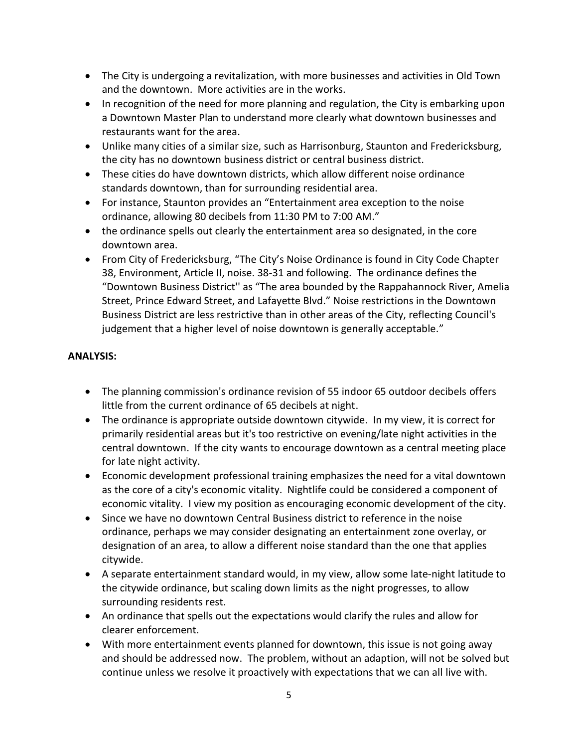- The City is undergoing a revitalization, with more businesses and activities in Old Town and the downtown. More activities are in the works.
- In recognition of the need for more planning and regulation, the City is embarking upon a Downtown Master Plan to understand more clearly what downtown businesses and restaurants want for the area.
- Unlike many cities of a similar size, such as Harrisonburg, Staunton and Fredericksburg, the city has no downtown business district or central business district.
- These cities do have downtown districts, which allow different noise ordinance standards downtown, than for surrounding residential area.
- For instance, Staunton provides an "Entertainment area exception to the noise ordinance, allowing 80 decibels from 11:30 PM to 7:00 AM."
- the ordinance spells out clearly the entertainment area so designated, in the core downtown area.
- From City of Fredericksburg, "The City's Noise Ordinance is found in City Code Chapter 38, Environment, Article II, noise. 38-31 and following. The ordinance defines the "Downtown Business District'' as "The area bounded by the Rappahannock River, Amelia Street, Prince Edward Street, and Lafayette Blvd." Noise restrictions in the Downtown Business District are less restrictive than in other areas of the City, reflecting Council's judgement that a higher level of noise downtown is generally acceptable."

**ANALYSIS:**

- The planning commission's ordinance revision of 55 indoor 65 outdoor decibels offers little from the current ordinance of 65 decibels at night.
- The ordinance is appropriate outside downtown citywide. In my view, it is correct for primarily residential areas but it's too restrictive on evening/late night activities in the central downtown. If the city wants to encourage downtown as a central meeting place for late night activity.
- Economic development professional training emphasizes the need for a vital downtown as the core of a city's economic vitality. Nightlife could be considered a component of economic vitality. I view my position as encouraging economic development of the city.
- Since we have no downtown Central Business district to reference in the noise ordinance, perhaps we may consider designating an entertainment zone overlay, or designation of an area, to allow a different noise standard than the one that applies citywide.
- A separate entertainment standard would, in my view, allow some late-night latitude to the citywide ordinance, but scaling down limits as the night progresses, to allow surrounding residents rest.
- An ordinance that spells out the expectations would clarify the rules and allow for clearer enforcement.
- With more entertainment events planned for downtown, this issue is not going away and should be addressed now. The problem, without an adaption, will not be solved but continue unless we resolve it proactively with expectations that we can all live with.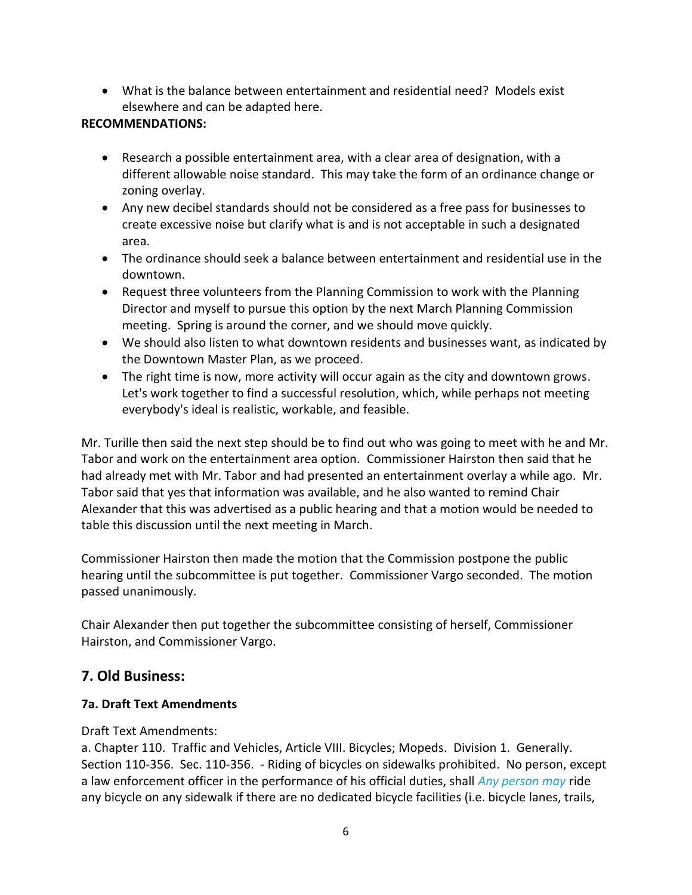- What is the balance between entertainment and residential need? Models exist elsewhere and can be adapted here.

**RECOMMENDATIONS:**

- Research a possible entertainment area, with a clear area of designation, with a different allowable noise standard. This may take the form of an ordinance change or zoning overlay.
- Any new decibel standards should not be considered as a free pass for businesses to create excessive noise but clarify what is and is not acceptable in such a designated area.
- The ordinance should seek a balance between entertainment and residential use in the downtown.
- Request three volunteers from the Planning Commission to work with the Planning Director and myself to pursue this option by the next March Planning Commission meeting. Spring is around the corner, and we should move quickly.
- We should also listen to what downtown residents and businesses want, as indicated by the Downtown Master Plan, as we proceed.
- The right time is now, more activity will occur again as the city and downtown grows. Let's work together to find a successful resolution, which, while perhaps not meeting everybody's ideal is realistic, workable, and feasible.

Mr. Turille then said the next step should be to find out who was going to meet with he and Mr. Tabor and work on the entertainment area option. Commissioner Hairston then said that he had already met with Mr. Tabor and had presented an entertainment overlay a while ago. Mr. Tabor said that yes that information was available, and he also wanted to remind Chair Alexander that this was advertised as a public hearing and that a motion would be needed to table this discussion until the next meeting in March.

Commissioner Hairston then made the motion that the Commission postpone the public hearing until the subcommittee is put together. Commissioner Vargo seconded. The motion passed unanimously.

Chair Alexander then put together the subcommittee consisting of herself, Commissioner Hairston, and Commissioner Vargo.

## 7. Old Business:

### 7a. Draft Text Amendments

Draft Text Amendments:
a. Chapter 110. Traffic and Vehicles, Article VIII. Bicycles; Mopeds. Division 1. Generally. Section 110-356. Sec. 110-356. - Riding of bicycles on sidewalks prohibited. No person, except a law enforcement officer in the performance of his official duties, shall *Any person may* ride any bicycle on any sidewalk if there are no dedicated bicycle facilities (i.e. bicycle lanes, trails,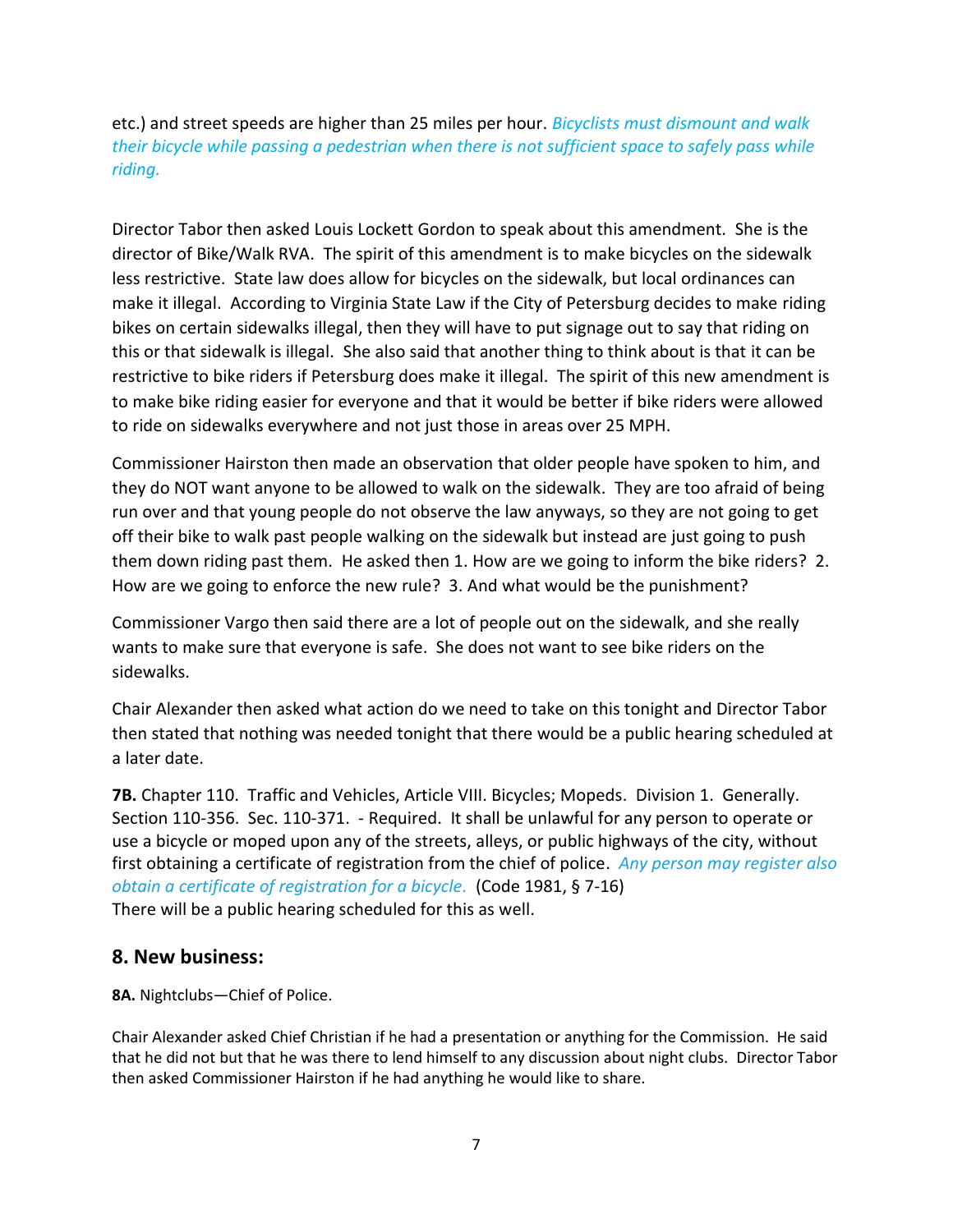etc.) and street speeds are higher than 25 miles per hour. *Bicyclists must dismount and walk their bicycle while passing a pedestrian when there is not sufficient space to safely pass while riding.*

Director Tabor then asked Louis Lockett Gordon to speak about this amendment. She is the director of Bike/Walk RVA. The spirit of this amendment is to make bicycles on the sidewalk less restrictive. State law does allow for bicycles on the sidewalk, but local ordinances can make it illegal. According to Virginia State Law if the City of Petersburg decides to make riding bikes on certain sidewalks illegal, then they will have to put signage out to say that riding on this or that sidewalk is illegal. She also said that another thing to think about is that it can be restrictive to bike riders if Petersburg does make it illegal. The spirit of this new amendment is to make bike riding easier for everyone and that it would be better if bike riders were allowed to ride on sidewalks everywhere and not just those in areas over 25 MPH.

Commissioner Hairston then made an observation that older people have spoken to him, and they do NOT want anyone to be allowed to walk on the sidewalk. They are too afraid of being run over and that young people do not observe the law anyways, so they are not going to get off their bike to walk past people walking on the sidewalk but instead are just going to push them down riding past them. He asked then 1. How are we going to inform the bike riders? 2. How are we going to enforce the new rule? 3. And what would be the punishment?

Commissioner Vargo then said there are a lot of people out on the sidewalk, and she really wants to make sure that everyone is safe. She does not want to see bike riders on the sidewalks.

Chair Alexander then asked what action do we need to take on this tonight and Director Tabor then stated that nothing was needed tonight that there would be a public hearing scheduled at a later date.

**7B.** Chapter 110. Traffic and Vehicles, Article VIII. Bicycles; Mopeds. Division 1. Generally. Section 110-356. Sec. 110-371. - Required. It shall be unlawful for any person to operate or use a bicycle or moped upon any of the streets, alleys, or public highways of the city, without first obtaining a certificate of registration from the chief of police. *Any person may register also obtain a certificate of registration for a bicycle.* (Code 1981, § 7-16)
There will be a public hearing scheduled for this as well.

## 8. New business:

**8A.** Nightclubs—Chief of Police.

Chair Alexander asked Chief Christian if he had a presentation or anything for the Commission. He said that he did not but that he was there to lend himself to any discussion about night clubs. Director Tabor then asked Commissioner Hairston if he had anything he would like to share.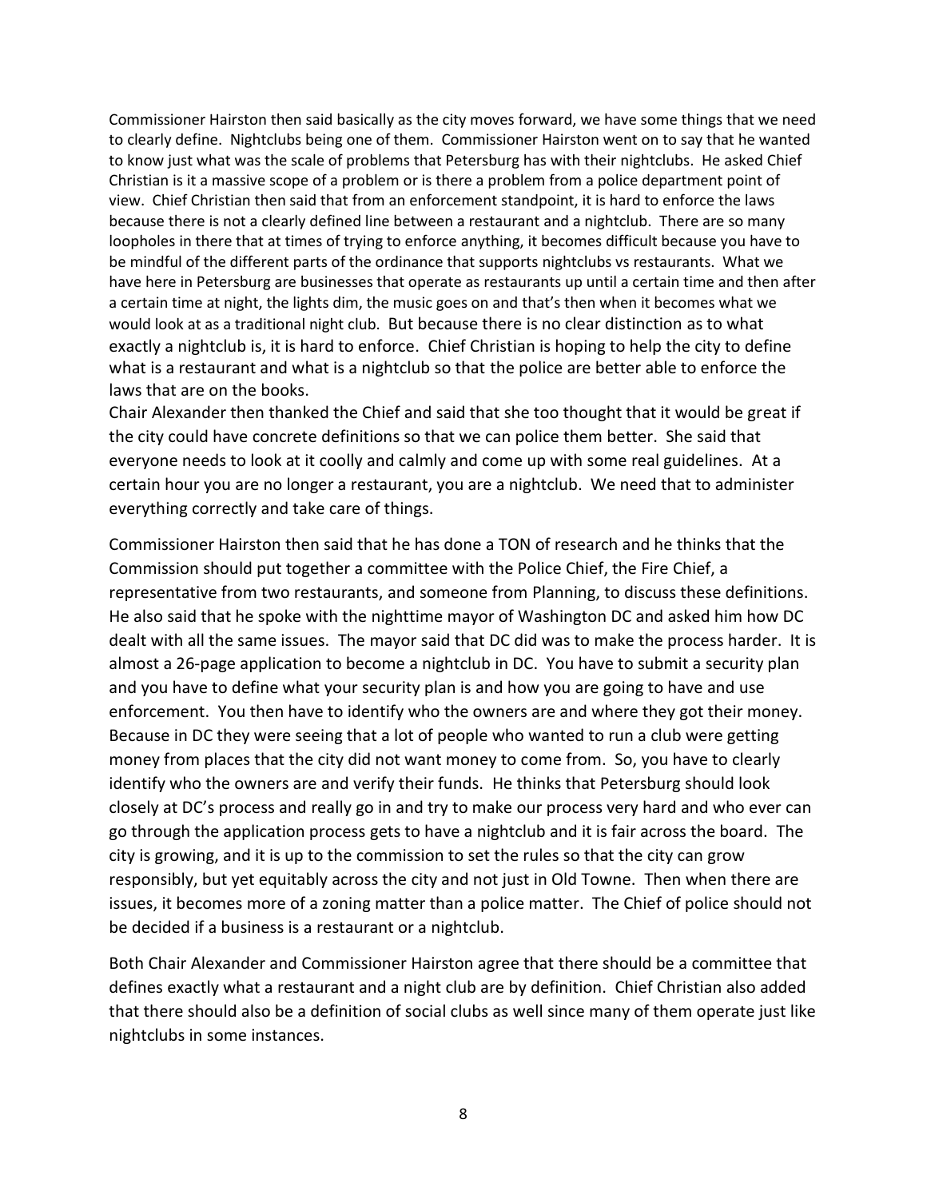Commissioner Hairston then said basically as the city moves forward, we have some things that we need to clearly define. Nightclubs being one of them. Commissioner Hairston went on to say that he wanted to know just what was the scale of problems that Petersburg has with their nightclubs. He asked Chief Christian is it a massive scope of a problem or is there a problem from a police department point of view. Chief Christian then said that from an enforcement standpoint, it is hard to enforce the laws because there is not a clearly defined line between a restaurant and a nightclub. There are so many loopholes in there that at times of trying to enforce anything, it becomes difficult because you have to be mindful of the different parts of the ordinance that supports nightclubs vs restaurants. What we have here in Petersburg are businesses that operate as restaurants up until a certain time and then after a certain time at night, the lights dim, the music goes on and that's then when it becomes what we would look at as a traditional night club. But because there is no clear distinction as to what exactly a nightclub is, it is hard to enforce. Chief Christian is hoping to help the city to define what is a restaurant and what is a nightclub so that the police are better able to enforce the laws that are on the books.

Chair Alexander then thanked the Chief and said that she too thought that it would be great if the city could have concrete definitions so that we can police them better. She said that everyone needs to look at it coolly and calmly and come up with some real guidelines. At a certain hour you are no longer a restaurant, you are a nightclub. We need that to administer everything correctly and take care of things.

Commissioner Hairston then said that he has done a TON of research and he thinks that the Commission should put together a committee with the Police Chief, the Fire Chief, a representative from two restaurants, and someone from Planning, to discuss these definitions. He also said that he spoke with the nighttime mayor of Washington DC and asked him how DC dealt with all the same issues. The mayor said that DC did was to make the process harder. It is almost a 26-page application to become a nightclub in DC. You have to submit a security plan and you have to define what your security plan is and how you are going to have and use enforcement. You then have to identify who the owners are and where they got their money. Because in DC they were seeing that a lot of people who wanted to run a club were getting money from places that the city did not want money to come from. So, you have to clearly identify who the owners are and verify their funds. He thinks that Petersburg should look closely at DC's process and really go in and try to make our process very hard and who ever can go through the application process gets to have a nightclub and it is fair across the board. The city is growing, and it is up to the commission to set the rules so that the city can grow responsibly, but yet equitably across the city and not just in Old Towne. Then when there are issues, it becomes more of a zoning matter than a police matter. The Chief of police should not be decided if a business is a restaurant or a nightclub.

Both Chair Alexander and Commissioner Hairston agree that there should be a committee that defines exactly what a restaurant and a night club are by definition. Chief Christian also added that there should also be a definition of social clubs as well since many of them operate just like nightclubs in some instances.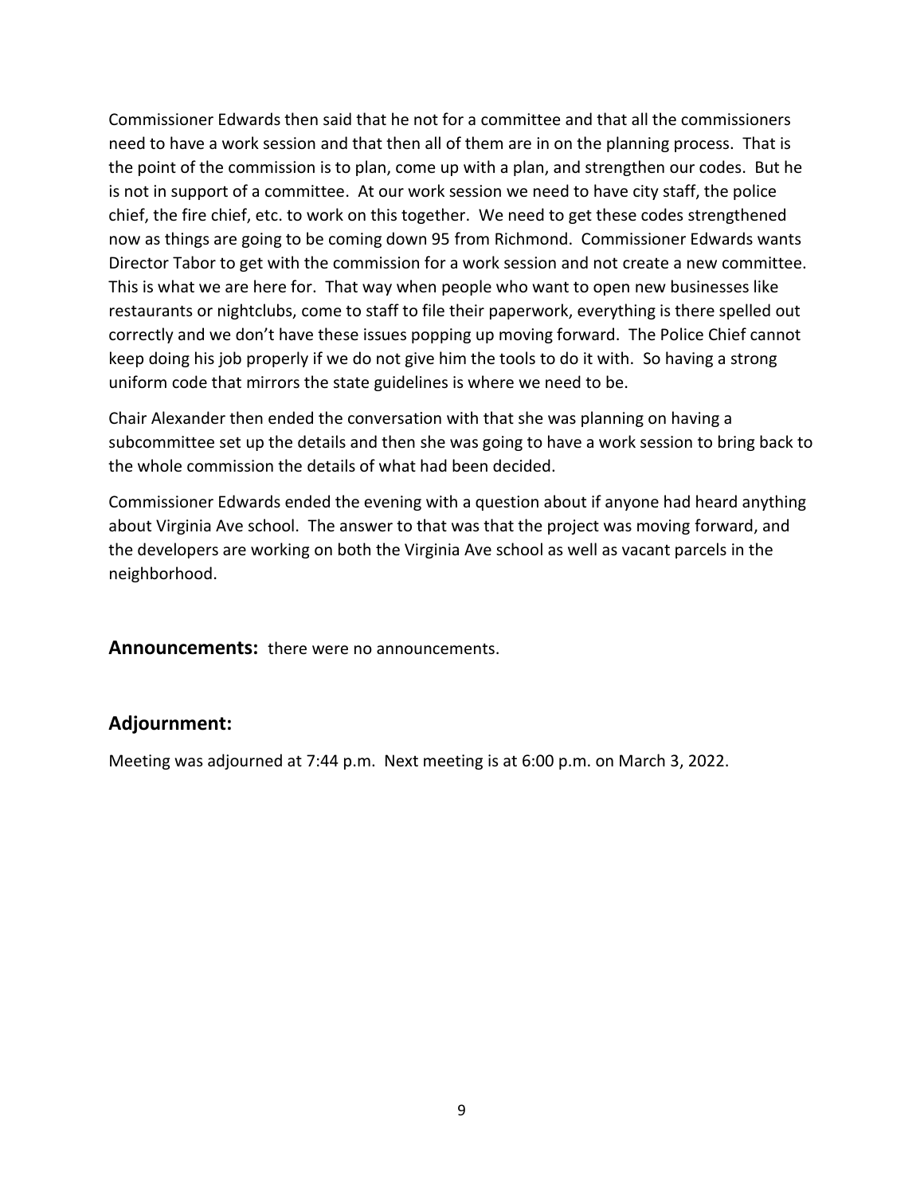Commissioner Edwards then said that he not for a committee and that all the commissioners need to have a work session and that then all of them are in on the planning process. That is the point of the commission is to plan, come up with a plan, and strengthen our codes. But he is not in support of a committee. At our work session we need to have city staff, the police chief, the fire chief, etc. to work on this together. We need to get these codes strengthened now as things are going to be coming down 95 from Richmond. Commissioner Edwards wants Director Tabor to get with the commission for a work session and not create a new committee. This is what we are here for. That way when people who want to open new businesses like restaurants or nightclubs, come to staff to file their paperwork, everything is there spelled out correctly and we don't have these issues popping up moving forward. The Police Chief cannot keep doing his job properly if we do not give him the tools to do it with. So having a strong uniform code that mirrors the state guidelines is where we need to be.

Chair Alexander then ended the conversation with that she was planning on having a subcommittee set up the details and then she was going to have a work session to bring back to the whole commission the details of what had been decided.

Commissioner Edwards ended the evening with a question about if anyone had heard anything about Virginia Ave school. The answer to that was that the project was moving forward, and the developers are working on both the Virginia Ave school as well as vacant parcels in the neighborhood.

**Announcements:** there were no announcements.

## Adjournment:

Meeting was adjourned at 7:44 p.m. Next meeting is at 6:00 p.m. on March 3, 2022.